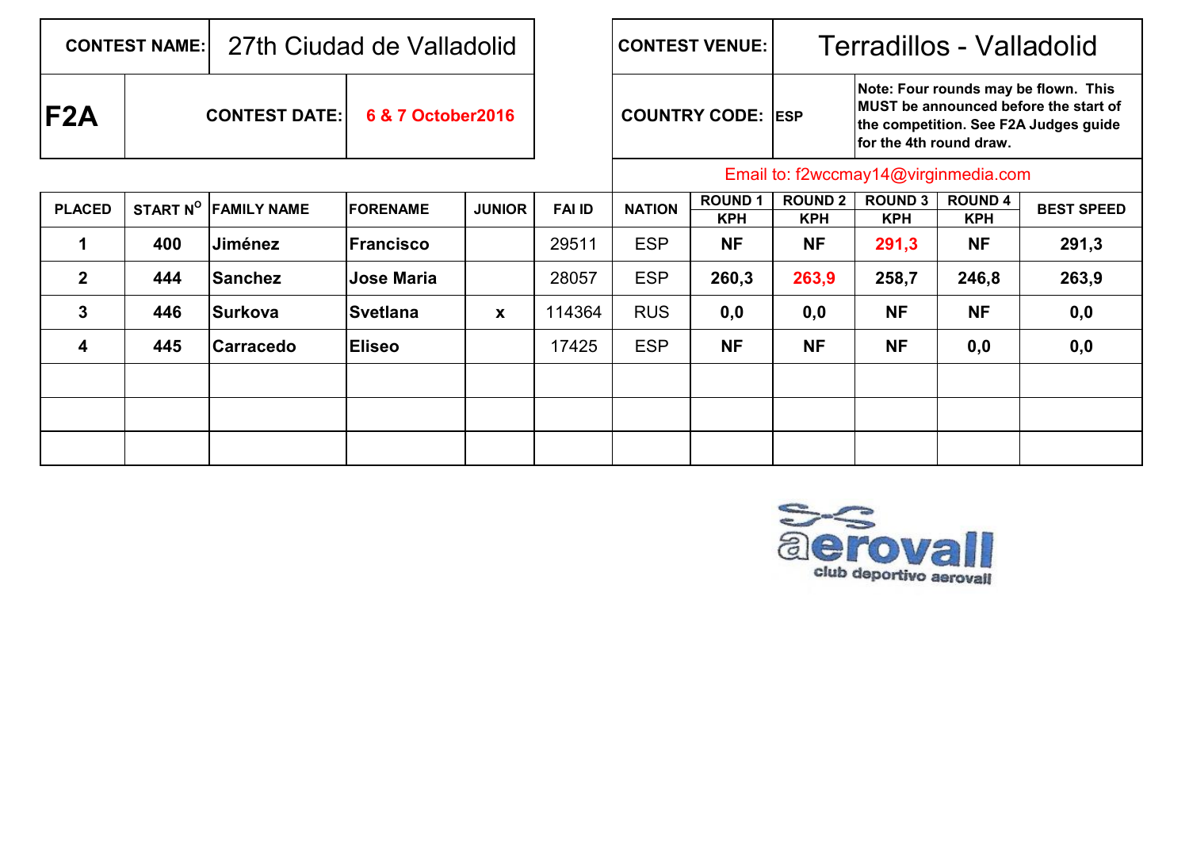| CONTEST NAME: | 27th Ciudad de Valladolid | CONTEST VENUE: | Terradillos - Valladolid |
|---|---|---|---|
| F2A | CONTEST DATE: 6 & 7 October2016 | COUNTRY CODE: ESP | Note: Four rounds may be flown. This MUST be announced before the start of the competition. See F2A Judges guide for the 4th round draw. |

Email to: f2wccmay14@virginmedia.com

| PLACED | START N^O | FAMILY NAME | FORENAME | JUNIOR | FAI ID | NATION | ROUND 1 KPH | ROUND 2 KPH | ROUND 3 KPH | ROUND 4 KPH | BEST SPEED |
|---|---|---|---|---|---|---|---|---|---|---|---|
| 1 | 400 | Jiménez | Francisco | | 29511 | ESP | NF | NF | 291,3 | NF | 291,3 |
| 2 | 444 | Sanchez | Jose Maria | | 28057 | ESP | 260,3 | 263,9 | 258,7 | 246,8 | 263,9 |
| 3 | 446 | Surkova | Svetlana | x | 114364 | RUS | 0,0 | 0,0 | NF | NF | 0,0 |
| 4 | 445 | Carracedo | Eliseo | | 17425 | ESP | NF | NF | NF | 0,0 | 0,0 |
| | | | | | | | | | | | |
| | | | | | | | | | | | |
| | | | | | | | | | | | |

aerovall
club deportivo aerovall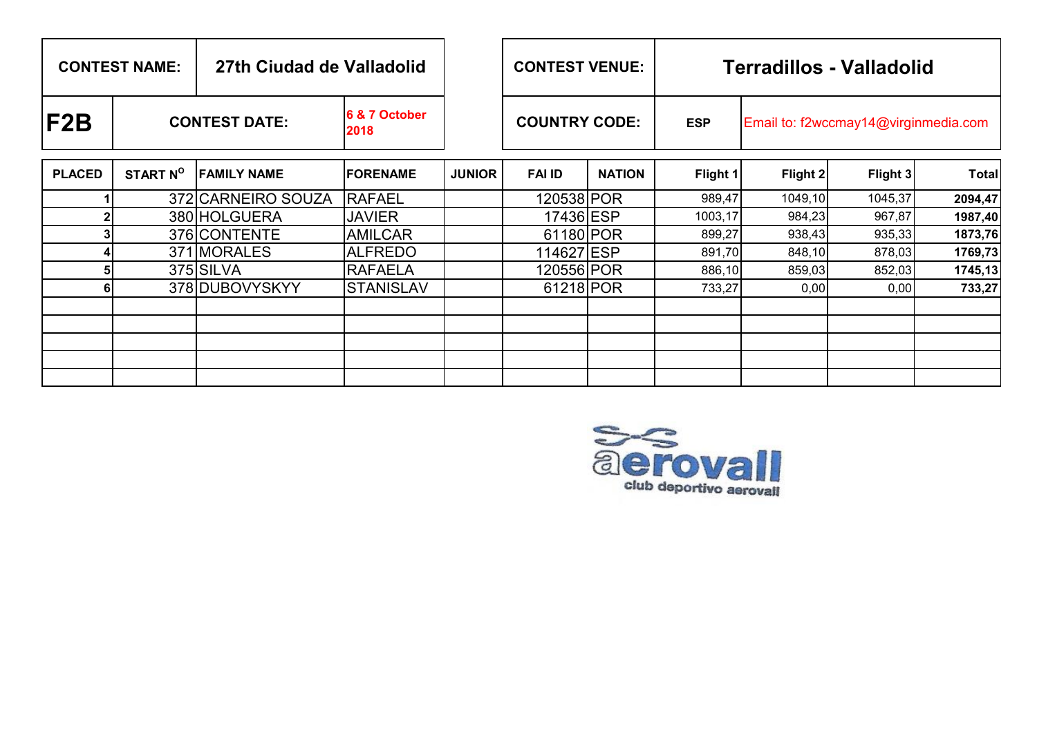| CONTEST NAME: | 27th Ciudad de Valladolid | | CONTEST VENUE: | Terradillos - Valladolid |
|---|---|---|---|---|
| F2B | CONTEST DATE: | 6 & 7 October 2018 | COUNTRY CODE: | ESP | Email to: f2wccmay14@virginmedia.com |

| PLACED | START N$^{O}$ | FAMILY NAME | FORENAME | JUNIOR | FAI ID | NATION | Flight 1 | Flight 2 | Flight 3 | Total |
|---|---|---|---|---|---|---|---|---|---|---|
| 1 | 372 | CARNEIRO SOUZA | RAFAEL | | 120538 | POR | 989,47 | 1049,10 | 1045,37 | **2094,47** |
| 2 | 380 | HOLGUERA | JAVIER | | 17436 | ESP | 1003,17 | 984,23 | 967,87 | **1987,40** |
| 3 | 376 | CONTENTE | AMILCAR | | 61180 | POR | 899,27 | 938,43 | 935,33 | **1873,76** |
| 4 | 371 | MORALES | ALFREDO | | 114627 | ESP | 891,70 | 848,10 | 878,03 | **1769,73** |
| 5 | 375 | SILVA | RAFAELA | | 120556 | POR | 886,10 | 859,03 | 852,03 | **1745,13** |
| 6 | 378 | DUBOVYSKYY | STANISLAV | | 61218 | POR | 733,27 | 0,00 | 0,00 | **733,27** |
| | | | | | | | | | | |
| | | | | | | | | | | |
| | | | | | | | | | | |
| | | | | | | | | | | |
| | | | | | | | | | | |

aerovall

club deportivo aerovall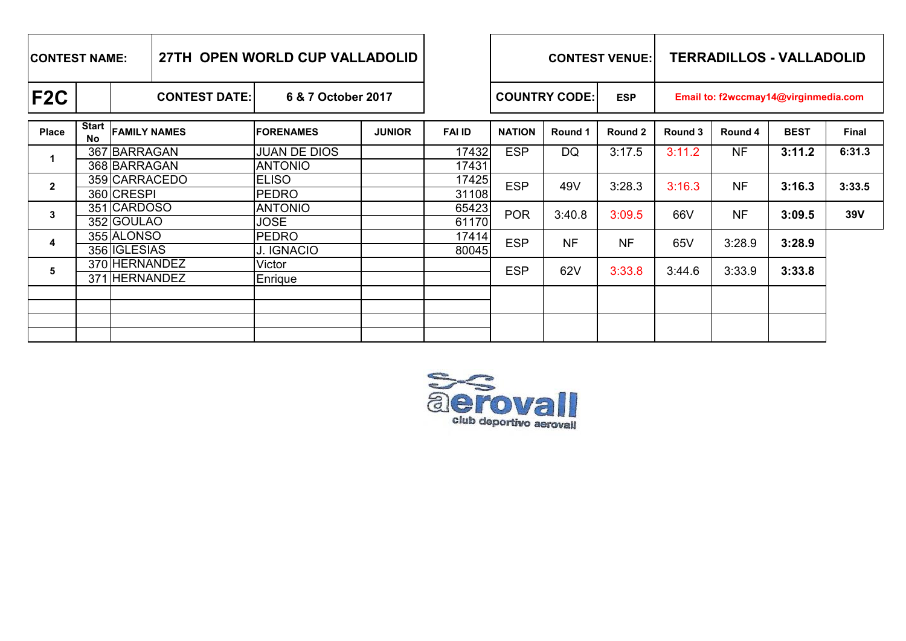| CONTEST NAME: | 27TH OPEN WORLD CUP VALLADOLID | CONTEST VENUE: | TERRADILLOS - VALLADOLID |
|---|---|---|---|
| F2C | CONTEST DATE: 6 & 7 October 2017 | COUNTRY CODE: ESP | Email to: f2wccmay14@virginmedia.com |

| Place | Start No | FAMILY NAMES | FORENAMES | JUNIOR | FAI ID | NATION | Round 1 | Round 2 | Round 3 | Round 4 | BEST | Final |
|---|---|---|---|---|---|---|---|---|---|---|---|---|
| 1 | 367 | BARRAGAN | JUAN DE DIOS | | 17432 | ESP | DQ | 3:17.5 | 3:11.2 | NF | **3:11.2** | 6:31.3 |
| | 368 | BARRAGAN | ANTONIO | | 17431 | | | | | | | |
| 2 | 359 | CARRACEDO | ELISO | | 17425 | ESP | 49V | 3:28.3 | 3:16.3 | NF | **3:16.3** | 3:33.5 |
| | 360 | CRESPI | PEDRO | | 31108 | | | | | | | |
| 3 | 351 | CARDOSO | ANTONIO | | 65423 | POR | 3:40.8 | 3:09.5 | 66V | NF | **3:09.5** | 39V |
| | 352 | GOULAO | JOSE | | 61170 | | | | | | | |
| 4 | 355 | ALONSO | PEDRO | | 17414 | ESP | NF | NF | 65V | 3:28.9 | **3:28.9** | |
| | 356 | IGLESIAS | J. IGNACIO | | 80045 | | | | | | | |
| 5 | 370 | HERNANDEZ | Victor | | | ESP | 62V | 3:33.8 | 3:44.6 | 3:33.9 | **3:33.8** | |
| | 371 | HERNANDEZ | Enrique | | | | | | | | | |

aerovall
club deportivo aerovall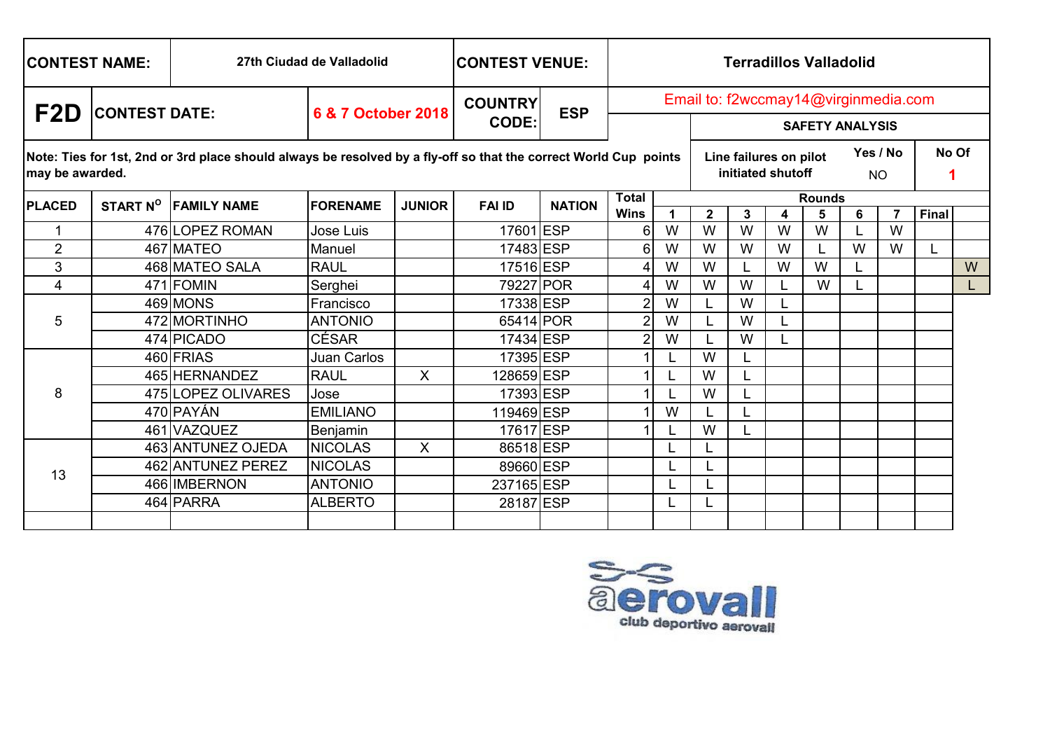| CONTEST NAME: | 27th Ciudad de Valladolid | CONTEST VENUE: | Terradillos Valladolid |
|---|---|---|---|
| F2D CONTEST DATE: | 6 & 7 October 2018 | COUNTRY CODE: ESP | Email to: f2wccmay14@virginmedia.com |

Note: Ties for 1st, 2nd or 3rd place should always be resolved by a fly-off so that the correct World Cup points may be awarded.

**SAFETY ANALYSIS**

| Line failures on pilot initiated shutoff | Yes / No | No Of |
|---|---|---|
| | NO | 1 |

| PLACED | START N^O | FAMILY NAME | FORENAME | JUNIOR | FAI ID | NATION | Total Wins | Rounds 1 | 2 | 3 | 4 | 5 | 6 | 7 | Final | |
|---|---|---|---|---|---|---|---|---|---|---|---|---|---|---|---|---|
| 1 | 476 | LOPEZ ROMAN | Jose Luis | | 17601 | ESP | 6 | W | W | W | W | W | L | W | | |
| 2 | 467 | MATEO | Manuel | | 17483 | ESP | 6 | W | W | W | W | L | W | W | L | |
| 3 | 468 | MATEO SALA | RAUL | | 17516 | ESP | 4 | W | W | L | W | W | L | | | W |
| 4 | 471 | FOMIN | Serghei | | 79227 | POR | 4 | W | W | W | L | W | L | | | L |
| 5 | 469 | MONS | Francisco | | 17338 | ESP | 2 | W | L | W | L | | | | | |
| | 472 | MORTINHO | ANTONIO | | 65414 | POR | 2 | W | L | W | L | | | | | |
| | 474 | PICADO | CÉSAR | | 17434 | ESP | 2 | W | L | W | L | | | | | |
| 8 | 460 | FRIAS | Juan Carlos | | 17395 | ESP | 1 | L | W | L | | | | | | |
| | 465 | HERNANDEZ | RAUL | X | 128659 | ESP | 1 | L | W | L | | | | | | |
| | 475 | LOPEZ OLIVARES | Jose | | 17393 | ESP | 1 | L | W | L | | | | | | |
| | 470 | PAYÁN | EMILIANO | | 119469 | ESP | 1 | W | L | L | | | | | | |
| | 461 | VAZQUEZ | Benjamin | | 17617 | ESP | 1 | L | W | L | | | | | | |
| 13 | 463 | ANTUNEZ OJEDA | NICOLAS | X | 86518 | ESP | | L | L | | | | | | | |
| | 462 | ANTUNEZ PEREZ | NICOLAS | | 89660 | ESP | | L | L | | | | | | | |
| | 466 | IMBERNON | ANTONIO | | 237165 | ESP | | L | L | | | | | | | |
| | 464 | PARRA | ALBERTO | | 28187 | ESP | | L | L | | | | | | | |

aerovall
club deportivo aerovall